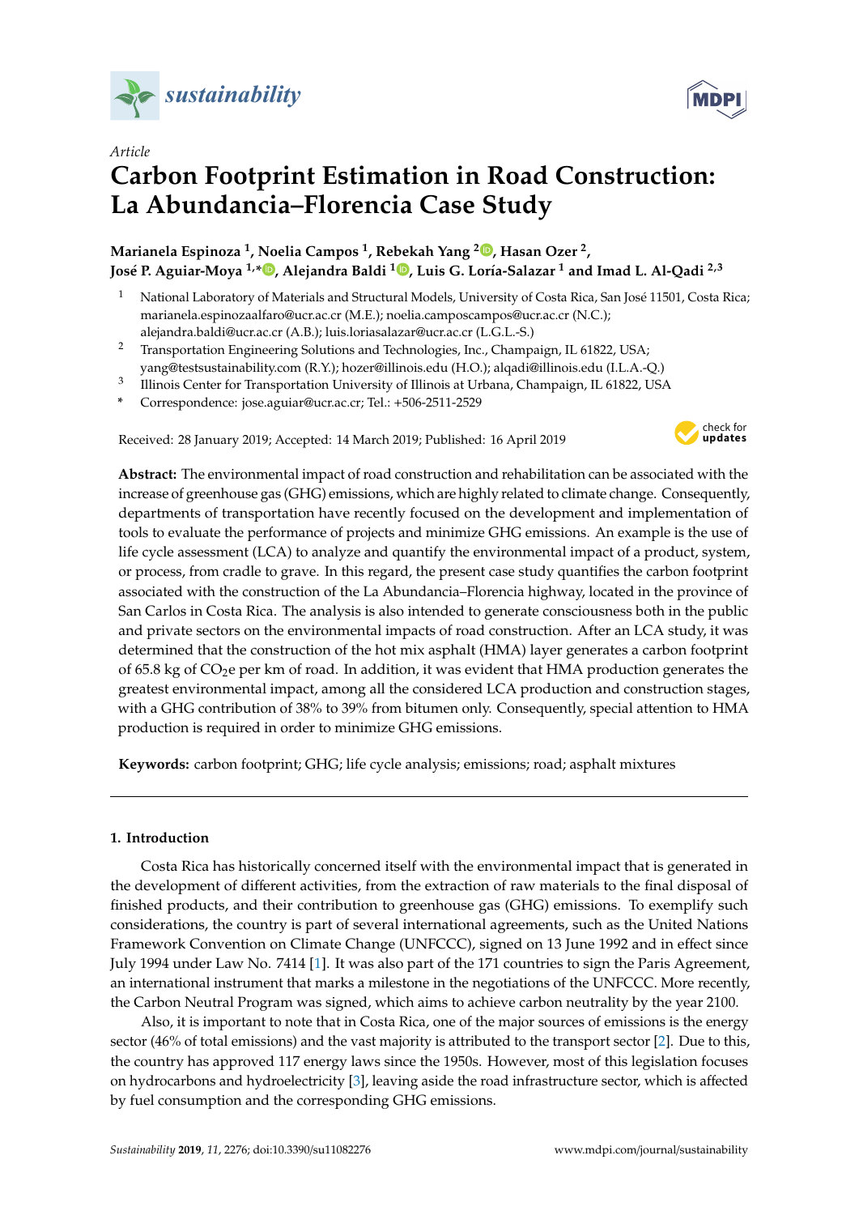*sustainability*

Article

# Carbon Footprint Estimation in Road Construction: La Abundancia–Florencia Case Study

**Marianela Espinoza [1], Noelia Campos [1], Rebekah Yang [2], Hasan Ozer [2], José P. Aguiar-Moya [1,*], Alejandra Baldi [1], Luis G. Loría-Salazar [1] and Imad L. Al-Qadi [2,3]**

[1] National Laboratory of Materials and Structural Models, University of Costa Rica, San José 11501, Costa Rica; marianela.espinozaalfaro@ucr.ac.cr (M.E.); noelia.camposcampos@ucr.ac.cr (N.C.); alejandra.baldi@ucr.ac.cr (A.B.); luis.loriasalazar@ucr.ac.cr (L.G.L.-S.)

[2] Transportation Engineering Solutions and Technologies, Inc., Champaign, IL 61822, USA; yang@testsustainability.com (R.Y.); hozer@illinois.edu (H.O.); alqadi@illinois.edu (I.L.A.-Q.)

[3] Illinois Center for Transportation University of Illinois at Urbana, Champaign, IL 61822, USA

\* Correspondence: jose.aguiar@ucr.ac.cr; Tel.: +506-2511-2529

Received: 28 January 2019; Accepted: 14 March 2019; Published: 16 April 2019

**Abstract:** The environmental impact of road construction and rehabilitation can be associated with the increase of greenhouse gas (GHG) emissions, which are highly related to climate change. Consequently, departments of transportation have recently focused on the development and implementation of tools to evaluate the performance of projects and minimize GHG emissions. An example is the use of life cycle assessment (LCA) to analyze and quantify the environmental impact of a product, system, or process, from cradle to grave. In this regard, the present case study quantifies the carbon footprint associated with the construction of the La Abundancia–Florencia highway, located in the province of San Carlos in Costa Rica. The analysis is also intended to generate consciousness both in the public and private sectors on the environmental impacts of road construction. After an LCA study, it was determined that the construction of the hot mix asphalt (HMA) layer generates a carbon footprint of 65.8 kg of $CO_2$e per km of road. In addition, it was evident that HMA production generates the greatest environmental impact, among all the considered LCA production and construction stages, with a GHG contribution of 38% to 39% from bitumen only. Consequently, special attention to HMA production is required in order to minimize GHG emissions.

**Keywords:** carbon footprint; GHG; life cycle analysis; emissions; road; asphalt mixtures

## 1. Introduction

Costa Rica has historically concerned itself with the environmental impact that is generated in the development of different activities, from the extraction of raw materials to the final disposal of finished products, and their contribution to greenhouse gas (GHG) emissions. To exemplify such considerations, the country is part of several international agreements, such as the United Nations Framework Convention on Climate Change (UNFCCC), signed on 13 June 1992 and in effect since July 1994 under Law No. 7414 [1]. It was also part of the 171 countries to sign the Paris Agreement, an international instrument that marks a milestone in the negotiations of the UNFCCC. More recently, the Carbon Neutral Program was signed, which aims to achieve carbon neutrality by the year 2100.

Also, it is important to note that in Costa Rica, one of the major sources of emissions is the energy sector (46% of total emissions) and the vast majority is attributed to the transport sector [2]. Due to this, the country has approved 117 energy laws since the 1950s. However, most of this legislation focuses on hydrocarbons and hydroelectricity [3], leaving aside the road infrastructure sector, which is affected by fuel consumption and the corresponding GHG emissions.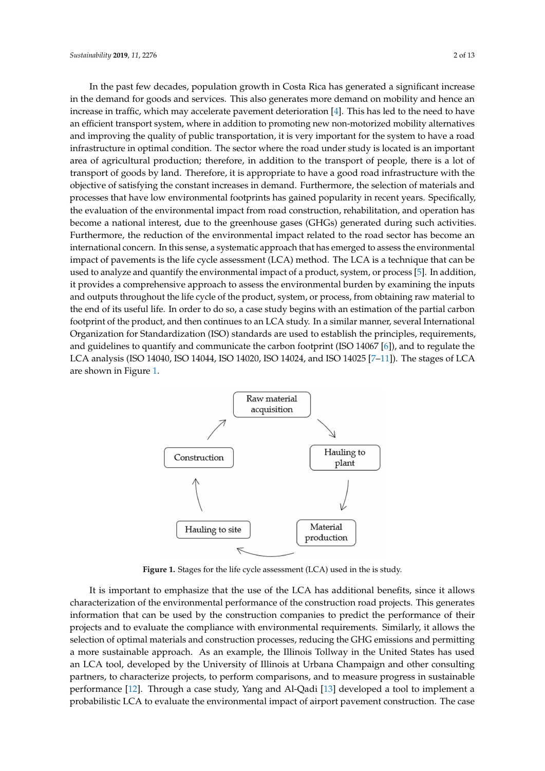In the past few decades, population growth in Costa Rica has generated a significant increase in the demand for goods and services. This also generates more demand on mobility and hence an increase in traffic, which may accelerate pavement deterioration [4]. This has led to the need to have an efficient transport system, where in addition to promoting new non-motorized mobility alternatives and improving the quality of public transportation, it is very important for the system to have a road infrastructure in optimal condition. The sector where the road under study is located is an important area of agricultural production; therefore, in addition to the transport of people, there is a lot of transport of goods by land. Therefore, it is appropriate to have a good road infrastructure with the objective of satisfying the constant increases in demand. Furthermore, the selection of materials and processes that have low environmental footprints has gained popularity in recent years. Specifically, the evaluation of the environmental impact from road construction, rehabilitation, and operation has become a national interest, due to the greenhouse gases (GHGs) generated during such activities. Furthermore, the reduction of the environmental impact related to the road sector has become an international concern. In this sense, a systematic approach that has emerged to assess the environmental impact of pavements is the life cycle assessment (LCA) method. The LCA is a technique that can be used to analyze and quantify the environmental impact of a product, system, or process [5]. In addition, it provides a comprehensive approach to assess the environmental burden by examining the inputs and outputs throughout the life cycle of the product, system, or process, from obtaining raw material to the end of its useful life. In order to do so, a case study begins with an estimation of the partial carbon footprint of the product, and then continues to an LCA study. In a similar manner, several International Organization for Standardization (ISO) standards are used to establish the principles, requirements, and guidelines to quantify and communicate the carbon footprint (ISO 14067 [6]), and to regulate the LCA analysis (ISO 14040, ISO 14044, ISO 14020, ISO 14024, and ISO 14025 [7–11]). The stages of LCA are shown in Figure 1.

Raw material acquisition → Hauling to plant → Material production → Hauling to site → Construction

**Figure 1.** Stages for the life cycle assessment (LCA) used in the is study.

It is important to emphasize that the use of the LCA has additional benefits, since it allows characterization of the environmental performance of the construction road projects. This generates information that can be used by the construction companies to predict the performance of their projects and to evaluate the compliance with environmental requirements. Similarly, it allows the selection of optimal materials and construction processes, reducing the GHG emissions and permitting a more sustainable approach. As an example, the Illinois Tollway in the United States has used an LCA tool, developed by the University of Illinois at Urbana Champaign and other consulting partners, to characterize projects, to perform comparisons, and to measure progress in sustainable performance [12]. Through a case study, Yang and Al-Qadi [13] developed a tool to implement a probabilistic LCA to evaluate the environmental impact of airport pavement construction. The case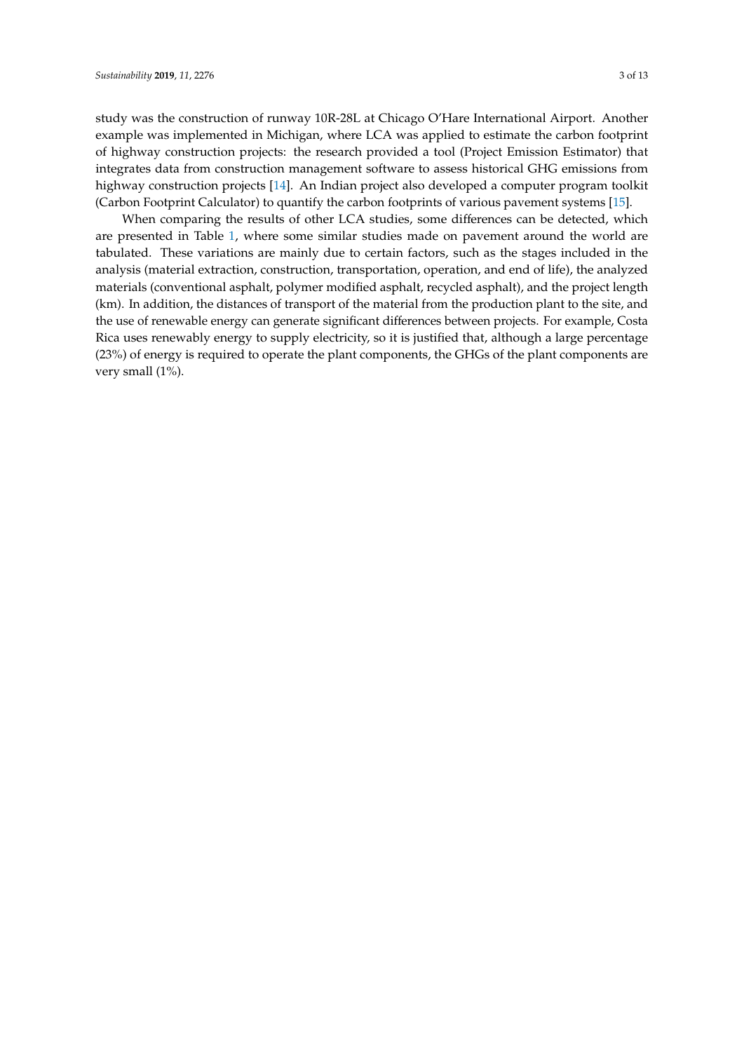study was the construction of runway 10R-28L at Chicago O'Hare International Airport. Another example was implemented in Michigan, where LCA was applied to estimate the carbon footprint of highway construction projects: the research provided a tool (Project Emission Estimator) that integrates data from construction management software to assess historical GHG emissions from highway construction projects [14]. An Indian project also developed a computer program toolkit (Carbon Footprint Calculator) to quantify the carbon footprints of various pavement systems [15].

When comparing the results of other LCA studies, some differences can be detected, which are presented in Table 1, where some similar studies made on pavement around the world are tabulated. These variations are mainly due to certain factors, such as the stages included in the analysis (material extraction, construction, transportation, operation, and end of life), the analyzed materials (conventional asphalt, polymer modified asphalt, recycled asphalt), and the project length (km). In addition, the distances of transport of the material from the production plant to the site, and the use of renewable energy can generate significant differences between projects. For example, Costa Rica uses renewably energy to supply electricity, so it is justified that, although a large percentage (23%) of energy is required to operate the plant components, the GHGs of the plant components are very small (1%).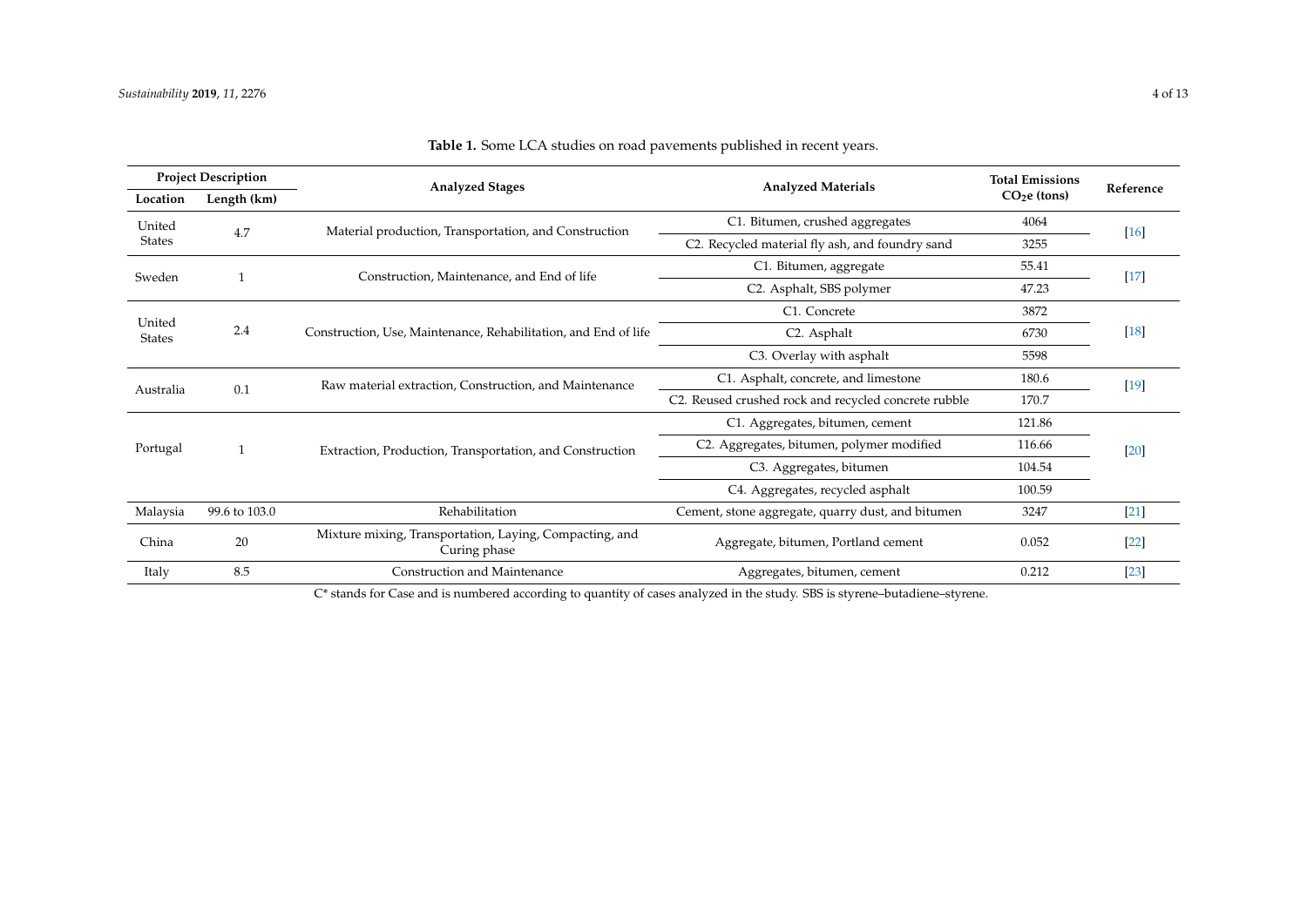**Table 1.** Some LCA studies on road pavements published in recent years.

| Project Description | | Analyzed Stages | Analyzed Materials | Total Emissions $CO_2$e (tons) | Reference |
|---|---|---|---|---|---|
| Location | Length (km) | | | | |
| United States | 4.7 | Material production, Transportation, and Construction | C1. Bitumen, crushed aggregates | 4064 | [16] |
| | | | C2. Recycled material fly ash, and foundry sand | 3255 | |
| Sweden | 1 | Construction, Maintenance, and End of life | C1. Bitumen, aggregate | 55.41 | [17] |
| | | | C2. Asphalt, SBS polymer | 47.23 | |
| United States | 2.4 | Construction, Use, Maintenance, Rehabilitation, and End of life | C1. Concrete | 3872 | [18] |
| | | | C2. Asphalt | 6730 | |
| | | | C3. Overlay with asphalt | 5598 | |
| Australia | 0.1 | Raw material extraction, Construction, and Maintenance | C1. Asphalt, concrete, and limestone | 180.6 | [19] |
| | | | C2. Reused crushed rock and recycled concrete rubble | 170.7 | |
| Portugal | 1 | Extraction, Production, Transportation, and Construction | C1. Aggregates, bitumen, cement | 121.86 | [20] |
| | | | C2. Aggregates, bitumen, polymer modified | 116.66 | |
| | | | C3. Aggregates, bitumen | 104.54 | |
| | | | C4. Aggregates, recycled asphalt | 100.59 | |
| Malaysia | 99.6 to 103.0 | Rehabilitation | Cement, stone aggregate, quarry dust, and bitumen | 3247 | [21] |
| China | 20 | Mixture mixing, Transportation, Laying, Compacting, and Curing phase | Aggregate, bitumen, Portland cement | 0.052 | [22] |
| Italy | 8.5 | Construction and Maintenance | Aggregates, bitumen, cement | 0.212 | [23] |

C* stands for Case and is numbered according to quantity of cases analyzed in the study. SBS is styrene–butadiene–styrene.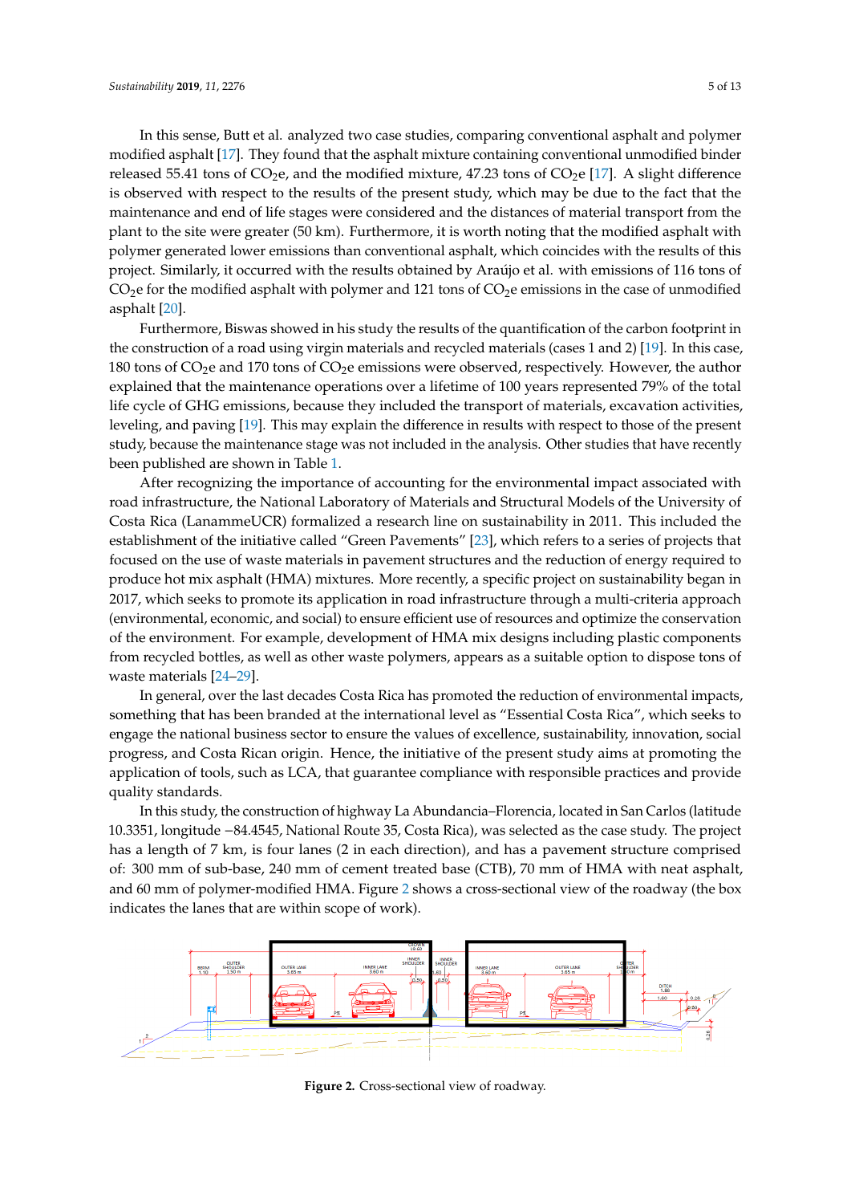In this sense, Butt et al. analyzed two case studies, comparing conventional asphalt and polymer modified asphalt [17]. They found that the asphalt mixture containing conventional unmodified binder released 55.41 tons of $CO_2$e, and the modified mixture, 47.23 tons of $CO_2$e [17]. A slight difference is observed with respect to the results of the present study, which may be due to the fact that the maintenance and end of life stages were considered and the distances of material transport from the plant to the site were greater (50 km). Furthermore, it is worth noting that the modified asphalt with polymer generated lower emissions than conventional asphalt, which coincides with the results of this project. Similarly, it occurred with the results obtained by Araújo et al. with emissions of 116 tons of $CO_2$e for the modified asphalt with polymer and 121 tons of $CO_2$e emissions in the case of unmodified asphalt [20].

Furthermore, Biswas showed in his study the results of the quantification of the carbon footprint in the construction of a road using virgin materials and recycled materials (cases 1 and 2) [19]. In this case, 180 tons of $CO_2$e and 170 tons of $CO_2$e emissions were observed, respectively. However, the author explained that the maintenance operations over a lifetime of 100 years represented 79% of the total life cycle of GHG emissions, because they included the transport of materials, excavation activities, leveling, and paving [19]. This may explain the difference in results with respect to those of the present study, because the maintenance stage was not included in the analysis. Other studies that have recently been published are shown in Table 1.

After recognizing the importance of accounting for the environmental impact associated with road infrastructure, the National Laboratory of Materials and Structural Models of the University of Costa Rica (LanammeUCR) formalized a research line on sustainability in 2011. This included the establishment of the initiative called "Green Pavements" [23], which refers to a series of projects that focused on the use of waste materials in pavement structures and the reduction of energy required to produce hot mix asphalt (HMA) mixtures. More recently, a specific project on sustainability began in 2017, which seeks to promote its application in road infrastructure through a multi-criteria approach (environmental, economic, and social) to ensure efficient use of resources and optimize the conservation of the environment. For example, development of HMA mix designs including plastic components from recycled bottles, as well as other waste polymers, appears as a suitable option to dispose tons of waste materials [24–29].

In general, over the last decades Costa Rica has promoted the reduction of environmental impacts, something that has been branded at the international level as "Essential Costa Rica", which seeks to engage the national business sector to ensure the values of excellence, sustainability, innovation, social progress, and Costa Rican origin. Hence, the initiative of the present study aims at promoting the application of tools, such as LCA, that guarantee compliance with responsible practices and provide quality standards.

In this study, the construction of highway La Abundancia–Florencia, located in San Carlos (latitude 10.3351, longitude −84.4545, National Route 35, Costa Rica), was selected as the case study. The project has a length of 7 km, is four lanes (2 in each direction), and has a pavement structure comprised of: 300 mm of sub-base, 240 mm of cement treated base (CTB), 70 mm of HMA with neat asphalt, and 60 mm of polymer-modified HMA. Figure 2 shows a cross-sectional view of the roadway (the box indicates the lanes that are within scope of work).

**Figure 2.** Cross-sectional view of roadway.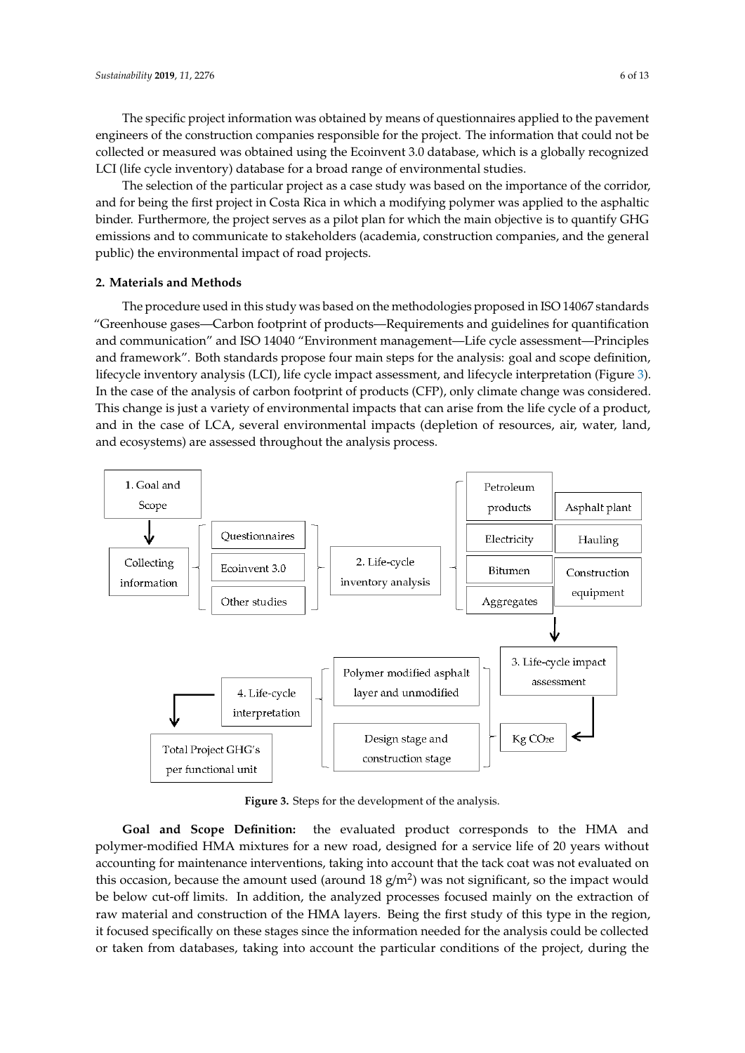The specific project information was obtained by means of questionnaires applied to the pavement engineers of the construction companies responsible for the project. The information that could not be collected or measured was obtained using the Ecoinvent 3.0 database, which is a globally recognized LCI (life cycle inventory) database for a broad range of environmental studies.

The selection of the particular project as a case study was based on the importance of the corridor, and for being the first project in Costa Rica in which a modifying polymer was applied to the asphaltic binder. Furthermore, the project serves as a pilot plan for which the main objective is to quantify GHG emissions and to communicate to stakeholders (academia, construction companies, and the general public) the environmental impact of road projects.

## 2. Materials and Methods

The procedure used in this study was based on the methodologies proposed in ISO 14067 standards "Greenhouse gases—Carbon footprint of products—Requirements and guidelines for quantification and communication" and ISO 14040 "Environment management—Life cycle assessment—Principles and framework". Both standards propose four main steps for the analysis: goal and scope definition, lifecycle inventory analysis (LCI), life cycle impact assessment, and lifecycle interpretation (Figure 3). In the case of the analysis of carbon footprint of products (CFP), only climate change was considered. This change is just a variety of environmental impacts that can arise from the life cycle of a product, and in the case of LCA, several environmental impacts (depletion of resources, air, water, land, and ecosystems) are assessed throughout the analysis process.

1. Goal and Scope → Collecting information (Questionnaires; Ecoinvent 3.0; Other studies) → 2. Life-cycle inventory analysis (Petroleum products; Electricity; Bitumen; Aggregates; Asphalt plant; Hauling; Construction equipment) → 3. Life-cycle impact assessment → Kg $CO_2e$ (Polymer modified asphalt layer and unmodified; Design stage and construction stage) → 4. Life-cycle interpretation → Total Project GHG's per functional unit

**Figure 3.** Steps for the development of the analysis.

**Goal and Scope Definition:** the evaluated product corresponds to the HMA and polymer-modified HMA mixtures for a new road, designed for a service life of 20 years without accounting for maintenance interventions, taking into account that the tack coat was not evaluated on this occasion, because the amount used (around 18 g/m$^2$) was not significant, so the impact would be below cut-off limits. In addition, the analyzed processes focused mainly on the extraction of raw material and construction of the HMA layers. Being the first study of this type in the region, it focused specifically on these stages since the information needed for the analysis could be collected or taken from databases, taking into account the particular conditions of the project, during the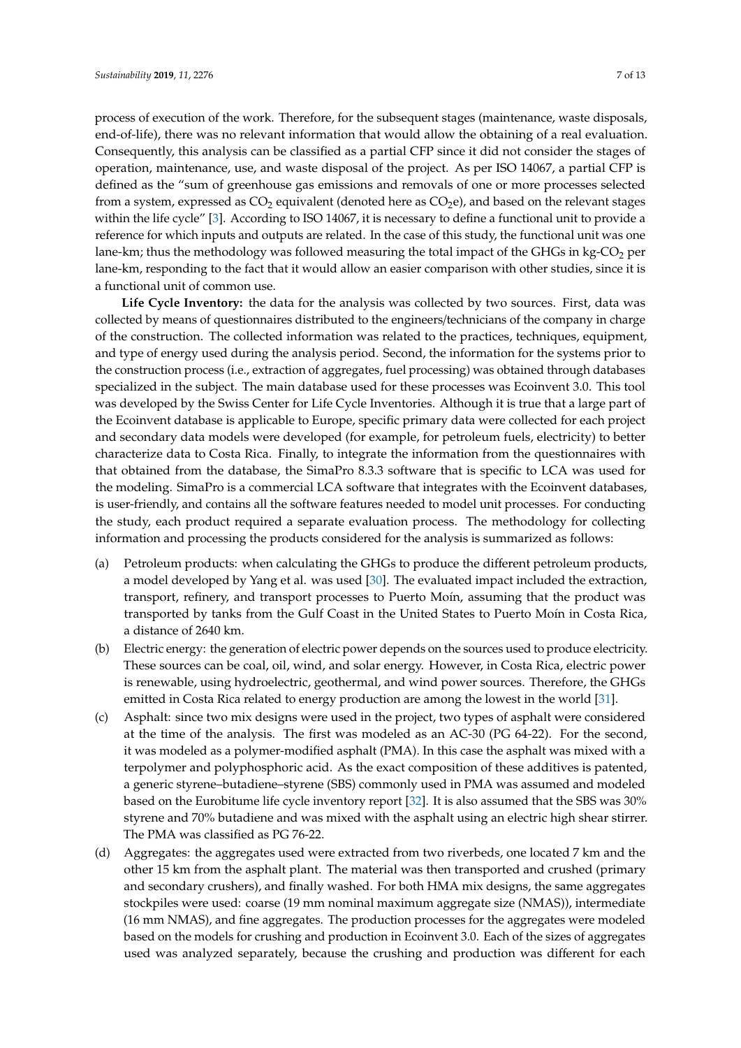process of execution of the work. Therefore, for the subsequent stages (maintenance, waste disposals, end-of-life), there was no relevant information that would allow the obtaining of a real evaluation. Consequently, this analysis can be classified as a partial CFP since it did not consider the stages of operation, maintenance, use, and waste disposal of the project. As per ISO 14067, a partial CFP is defined as the "sum of greenhouse gas emissions and removals of one or more processes selected from a system, expressed as $CO_2$ equivalent (denoted here as $CO_2e$), and based on the relevant stages within the life cycle" [3]. According to ISO 14067, it is necessary to define a functional unit to provide a reference for which inputs and outputs are related. In the case of this study, the functional unit was one lane-km; thus the methodology was followed measuring the total impact of the GHGs in kg-$CO_2$ per lane-km, responding to the fact that it would allow an easier comparison with other studies, since it is a functional unit of common use.

**Life Cycle Inventory:** the data for the analysis was collected by two sources. First, data was collected by means of questionnaires distributed to the engineers/technicians of the company in charge of the construction. The collected information was related to the practices, techniques, equipment, and type of energy used during the analysis period. Second, the information for the systems prior to the construction process (i.e., extraction of aggregates, fuel processing) was obtained through databases specialized in the subject. The main database used for these processes was Ecoinvent 3.0. This tool was developed by the Swiss Center for Life Cycle Inventories. Although it is true that a large part of the Ecoinvent database is applicable to Europe, specific primary data were collected for each project and secondary data models were developed (for example, for petroleum fuels, electricity) to better characterize data to Costa Rica. Finally, to integrate the information from the questionnaires with that obtained from the database, the SimaPro 8.3.3 software that is specific to LCA was used for the modeling. SimaPro is a commercial LCA software that integrates with the Ecoinvent databases, is user-friendly, and contains all the software features needed to model unit processes. For conducting the study, each product required a separate evaluation process. The methodology for collecting information and processing the products considered for the analysis is summarized as follows:

(a) Petroleum products: when calculating the GHGs to produce the different petroleum products, a model developed by Yang et al. was used [30]. The evaluated impact included the extraction, transport, refinery, and transport processes to Puerto Moín, assuming that the product was transported by tanks from the Gulf Coast in the United States to Puerto Moín in Costa Rica, a distance of 2640 km.

(b) Electric energy: the generation of electric power depends on the sources used to produce electricity. These sources can be coal, oil, wind, and solar energy. However, in Costa Rica, electric power is renewable, using hydroelectric, geothermal, and wind power sources. Therefore, the GHGs emitted in Costa Rica related to energy production are among the lowest in the world [31].

(c) Asphalt: since two mix designs were used in the project, two types of asphalt were considered at the time of the analysis. The first was modeled as an AC-30 (PG 64-22). For the second, it was modeled as a polymer-modified asphalt (PMA). In this case the asphalt was mixed with a terpolymer and polyphosphoric acid. As the exact composition of these additives is patented, a generic styrene–butadiene–styrene (SBS) commonly used in PMA was assumed and modeled based on the Eurobitume life cycle inventory report [32]. It is also assumed that the SBS was 30% styrene and 70% butadiene and was mixed with the asphalt using an electric high shear stirrer. The PMA was classified as PG 76-22.

(d) Aggregates: the aggregates used were extracted from two riverbeds, one located 7 km and the other 15 km from the asphalt plant. The material was then transported and crushed (primary and secondary crushers), and finally washed. For both HMA mix designs, the same aggregates stockpiles were used: coarse (19 mm nominal maximum aggregate size (NMAS)), intermediate (16 mm NMAS), and fine aggregates. The production processes for the aggregates were modeled based on the models for crushing and production in Ecoinvent 3.0. Each of the sizes of aggregates used was analyzed separately, because the crushing and production was different for each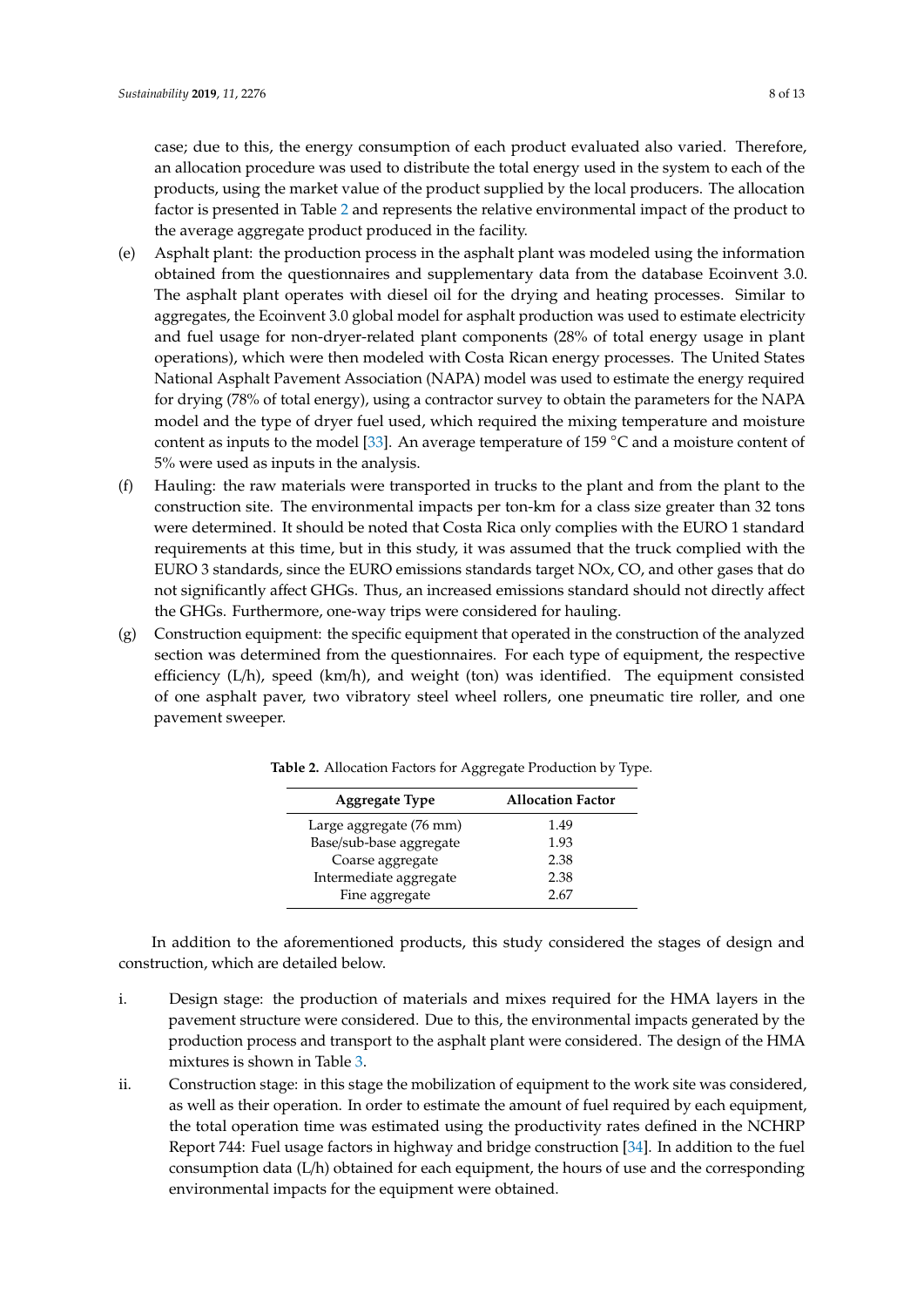case; due to this, the energy consumption of each product evaluated also varied. Therefore, an allocation procedure was used to distribute the total energy used in the system to each of the products, using the market value of the product supplied by the local producers. The allocation factor is presented in Table 2 and represents the relative environmental impact of the product to the average aggregate product produced in the facility.

(e) Asphalt plant: the production process in the asphalt plant was modeled using the information obtained from the questionnaires and supplementary data from the database Ecoinvent 3.0. The asphalt plant operates with diesel oil for the drying and heating processes. Similar to aggregates, the Ecoinvent 3.0 global model for asphalt production was used to estimate electricity and fuel usage for non-dryer-related plant components (28% of total energy usage in plant operations), which were then modeled with Costa Rican energy processes. The United States National Asphalt Pavement Association (NAPA) model was used to estimate the energy required for drying (78% of total energy), using a contractor survey to obtain the parameters for the NAPA model and the type of dryer fuel used, which required the mixing temperature and moisture content as inputs to the model [33]. An average temperature of 159 °C and a moisture content of 5% were used as inputs in the analysis.

(f) Hauling: the raw materials were transported in trucks to the plant and from the plant to the construction site. The environmental impacts per ton-km for a class size greater than 32 tons were determined. It should be noted that Costa Rica only complies with the EURO 1 standard requirements at this time, but in this study, it was assumed that the truck complied with the EURO 3 standards, since the EURO emissions standards target NOx, CO, and other gases that do not significantly affect GHGs. Thus, an increased emissions standard should not directly affect the GHGs. Furthermore, one-way trips were considered for hauling.

(g) Construction equipment: the specific equipment that operated in the construction of the analyzed section was determined from the questionnaires. For each type of equipment, the respective efficiency (L/h), speed (km/h), and weight (ton) was identified. The equipment consisted of one asphalt paver, two vibratory steel wheel rollers, one pneumatic tire roller, and one pavement sweeper.

**Table 2.** Allocation Factors for Aggregate Production by Type.

| Aggregate Type | Allocation Factor |
|---|---|
| Large aggregate (76 mm) | 1.49 |
| Base/sub-base aggregate | 1.93 |
| Coarse aggregate | 2.38 |
| Intermediate aggregate | 2.38 |
| Fine aggregate | 2.67 |

In addition to the aforementioned products, this study considered the stages of design and construction, which are detailed below.

i. Design stage: the production of materials and mixes required for the HMA layers in the pavement structure were considered. Due to this, the environmental impacts generated by the production process and transport to the asphalt plant were considered. The design of the HMA mixtures is shown in Table 3.

ii. Construction stage: in this stage the mobilization of equipment to the work site was considered, as well as their operation. In order to estimate the amount of fuel required by each equipment, the total operation time was estimated using the productivity rates defined in the NCHRP Report 744: Fuel usage factors in highway and bridge construction [34]. In addition to the fuel consumption data (L/h) obtained for each equipment, the hours of use and the corresponding environmental impacts for the equipment were obtained.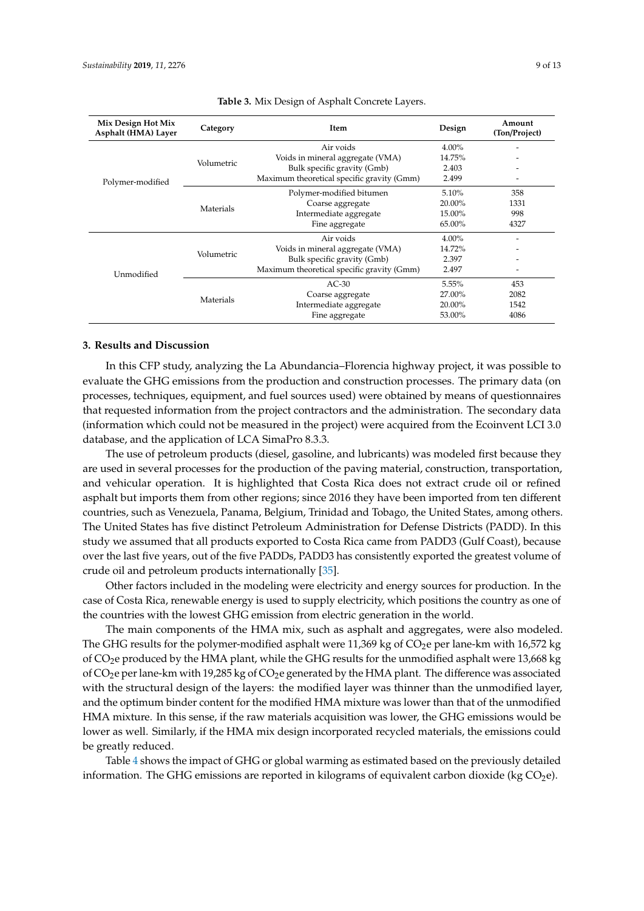**Table 3.** Mix Design of Asphalt Concrete Layers.

| Mix Design Hot Mix Asphalt (HMA) Layer | Category | Item | Design | Amount (Ton/Project) |
|---|---|---|---|---|
| Polymer-modified | Volumetric | Air voids | 4.00% | - |
| | | Voids in mineral aggregate (VMA) | 14.75% | - |
| | | Bulk specific gravity (Gmb) | 2.403 | - |
| | | Maximum theoretical specific gravity (Gmm) | 2.499 | - |
| | Materials | Polymer-modified bitumen | 5.10% | 358 |
| | | Coarse aggregate | 20.00% | 1331 |
| | | Intermediate aggregate | 15.00% | 998 |
| | | Fine aggregate | 65.00% | 4327 |
| Unmodified | Volumetric | Air voids | 4.00% | - |
| | | Voids in mineral aggregate (VMA) | 14.72% | - |
| | | Bulk specific gravity (Gmb) | 2.397 | - |
| | | Maximum theoretical specific gravity (Gmm) | 2.497 | - |
| | Materials | AC-30 | 5.55% | 453 |
| | | Coarse aggregate | 27.00% | 2082 |
| | | Intermediate aggregate | 20.00% | 1542 |
| | | Fine aggregate | 53.00% | 4086 |

## 3. Results and Discussion

In this CFP study, analyzing the La Abundancia–Florencia highway project, it was possible to evaluate the GHG emissions from the production and construction processes. The primary data (on processes, techniques, equipment, and fuel sources used) were obtained by means of questionnaires that requested information from the project contractors and the administration. The secondary data (information which could not be measured in the project) were acquired from the Ecoinvent LCI 3.0 database, and the application of LCA SimaPro 8.3.3.

The use of petroleum products (diesel, gasoline, and lubricants) was modeled first because they are used in several processes for the production of the paving material, construction, transportation, and vehicular operation. It is highlighted that Costa Rica does not extract crude oil or refined asphalt but imports them from other regions; since 2016 they have been imported from ten different countries, such as Venezuela, Panama, Belgium, Trinidad and Tobago, the United States, among others. The United States has five distinct Petroleum Administration for Defense Districts (PADD). In this study we assumed that all products exported to Costa Rica came from PADD3 (Gulf Coast), because over the last five years, out of the five PADDs, PADD3 has consistently exported the greatest volume of crude oil and petroleum products internationally [35].

Other factors included in the modeling were electricity and energy sources for production. In the case of Costa Rica, renewable energy is used to supply electricity, which positions the country as one of the countries with the lowest GHG emission from electric generation in the world.

The main components of the HMA mix, such as asphalt and aggregates, were also modeled. The GHG results for the polymer-modified asphalt were 11,369 kg of $CO_2$e per lane-km with 16,572 kg of $CO_2$e produced by the HMA plant, while the GHG results for the unmodified asphalt were 13,668 kg of $CO_2$e per lane-km with 19,285 kg of $CO_2$e generated by the HMA plant. The difference was associated with the structural design of the layers: the modified layer was thinner than the unmodified layer, and the optimum binder content for the modified HMA mixture was lower than that of the unmodified HMA mixture. In this sense, if the raw materials acquisition was lower, the GHG emissions would be lower as well. Similarly, if the HMA mix design incorporated recycled materials, the emissions could be greatly reduced.

Table 4 shows the impact of GHG or global warming as estimated based on the previously detailed information. The GHG emissions are reported in kilograms of equivalent carbon dioxide (kg $CO_2$e).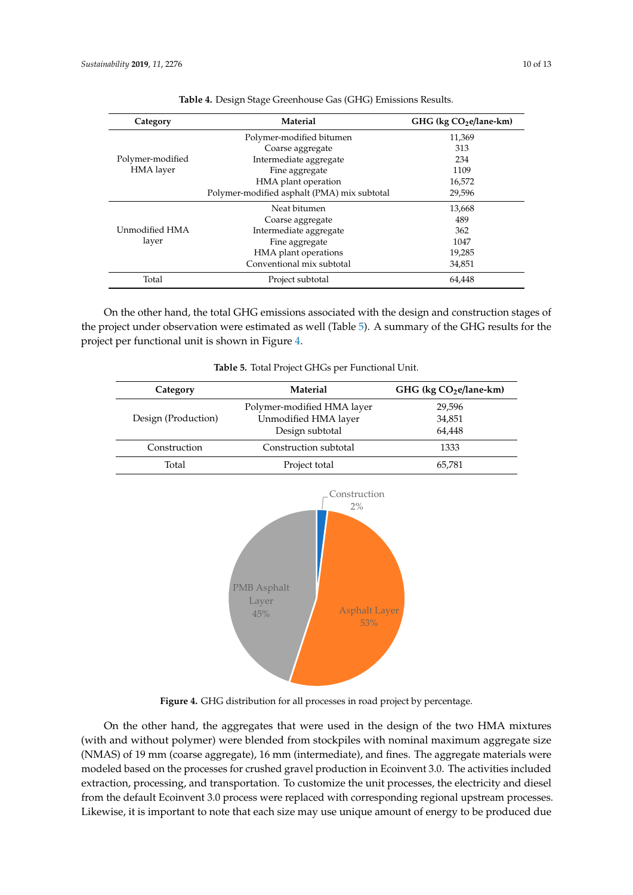**Table 4.** Design Stage Greenhouse Gas (GHG) Emissions Results.

| Category | Material | GHG (kg $CO_2$e/lane-km) |
|---|---|---|
| Polymer-modified HMA layer | Polymer-modified bitumen | 11,369 |
| | Coarse aggregate | 313 |
| | Intermediate aggregate | 234 |
| | Fine aggregate | 1109 |
| | HMA plant operation | 16,572 |
| | Polymer-modified asphalt (PMA) mix subtotal | 29,596 |
| Unmodified HMA layer | Neat bitumen | 13,668 |
| | Coarse aggregate | 489 |
| | Intermediate aggregate | 362 |
| | Fine aggregate | 1047 |
| | HMA plant operations | 19,285 |
| | Conventional mix subtotal | 34,851 |
| Total | Project subtotal | 64,448 |

On the other hand, the total GHG emissions associated with the design and construction stages of the project under observation were estimated as well (Table 5). A summary of the GHG results for the project per functional unit is shown in Figure 4.

**Table 5.** Total Project GHGs per Functional Unit.

| Category | Material | GHG (kg $CO_2$e/lane-km) |
|---|---|---|
| Design (Production) | Polymer-modified HMA layer | 29,596 |
| | Unmodified HMA layer | 34,851 |
| | Design subtotal | 64,448 |
| Construction | Construction subtotal | 1333 |
| Total | Project total | 65,781 |

**Figure 4.** GHG distribution for all processes in road project by percentage.

On the other hand, the aggregates that were used in the design of the two HMA mixtures (with and without polymer) were blended from stockpiles with nominal maximum aggregate size (NMAS) of 19 mm (coarse aggregate), 16 mm (intermediate), and fines. The aggregate materials were modeled based on the processes for crushed gravel production in Ecoinvent 3.0. The activities included extraction, processing, and transportation. To customize the unit processes, the electricity and diesel from the default Ecoinvent 3.0 process were replaced with corresponding regional upstream processes. Likewise, it is important to note that each size may use unique amount of energy to be produced due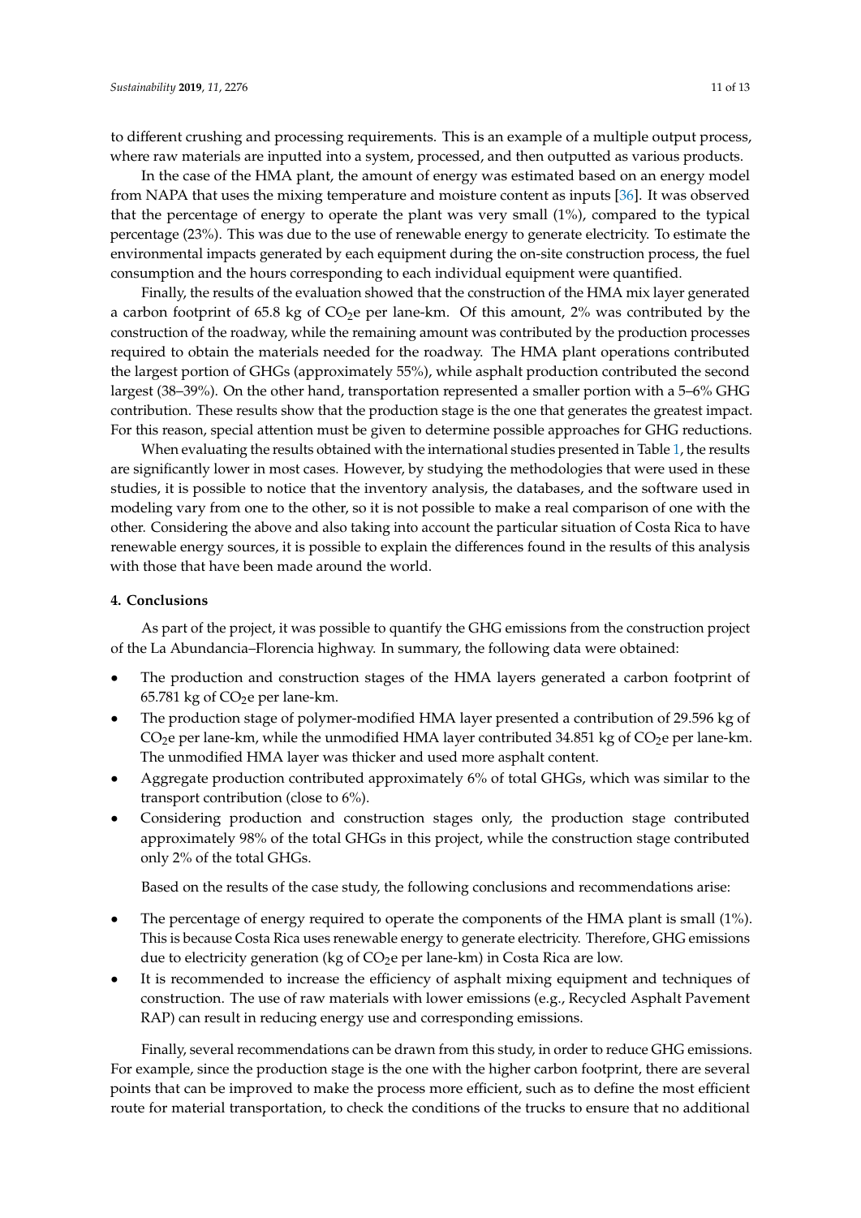to different crushing and processing requirements. This is an example of a multiple output process, where raw materials are inputted into a system, processed, and then outputted as various products.

In the case of the HMA plant, the amount of energy was estimated based on an energy model from NAPA that uses the mixing temperature and moisture content as inputs [36]. It was observed that the percentage of energy to operate the plant was very small (1%), compared to the typical percentage (23%). This was due to the use of renewable energy to generate electricity. To estimate the environmental impacts generated by each equipment during the on-site construction process, the fuel consumption and the hours corresponding to each individual equipment were quantified.

Finally, the results of the evaluation showed that the construction of the HMA mix layer generated a carbon footprint of 65.8 kg of $CO_2$e per lane-km. Of this amount, 2% was contributed by the construction of the roadway, while the remaining amount was contributed by the production processes required to obtain the materials needed for the roadway. The HMA plant operations contributed the largest portion of GHGs (approximately 55%), while asphalt production contributed the second largest (38–39%). On the other hand, transportation represented a smaller portion with a 5–6% GHG contribution. These results show that the production stage is the one that generates the greatest impact. For this reason, special attention must be given to determine possible approaches for GHG reductions.

When evaluating the results obtained with the international studies presented in Table 1, the results are significantly lower in most cases. However, by studying the methodologies that were used in these studies, it is possible to notice that the inventory analysis, the databases, and the software used in modeling vary from one to the other, so it is not possible to make a real comparison of one with the other. Considering the above and also taking into account the particular situation of Costa Rica to have renewable energy sources, it is possible to explain the differences found in the results of this analysis with those that have been made around the world.

## 4. Conclusions

As part of the project, it was possible to quantify the GHG emissions from the construction project of the La Abundancia–Florencia highway. In summary, the following data were obtained:

- The production and construction stages of the HMA layers generated a carbon footprint of 65.781 kg of $CO_2$e per lane-km.
- The production stage of polymer-modified HMA layer presented a contribution of 29.596 kg of $CO_2$e per lane-km, while the unmodified HMA layer contributed 34.851 kg of $CO_2$e per lane-km. The unmodified HMA layer was thicker and used more asphalt content.
- Aggregate production contributed approximately 6% of total GHGs, which was similar to the transport contribution (close to 6%).
- Considering production and construction stages only, the production stage contributed approximately 98% of the total GHGs in this project, while the construction stage contributed only 2% of the total GHGs.

Based on the results of the case study, the following conclusions and recommendations arise:

- The percentage of energy required to operate the components of the HMA plant is small (1%). This is because Costa Rica uses renewable energy to generate electricity. Therefore, GHG emissions due to electricity generation (kg of $CO_2$e per lane-km) in Costa Rica are low.
- It is recommended to increase the efficiency of asphalt mixing equipment and techniques of construction. The use of raw materials with lower emissions (e.g., Recycled Asphalt Pavement RAP) can result in reducing energy use and corresponding emissions.

Finally, several recommendations can be drawn from this study, in order to reduce GHG emissions. For example, since the production stage is the one with the higher carbon footprint, there are several points that can be improved to make the process more efficient, such as to define the most efficient route for material transportation, to check the conditions of the trucks to ensure that no additional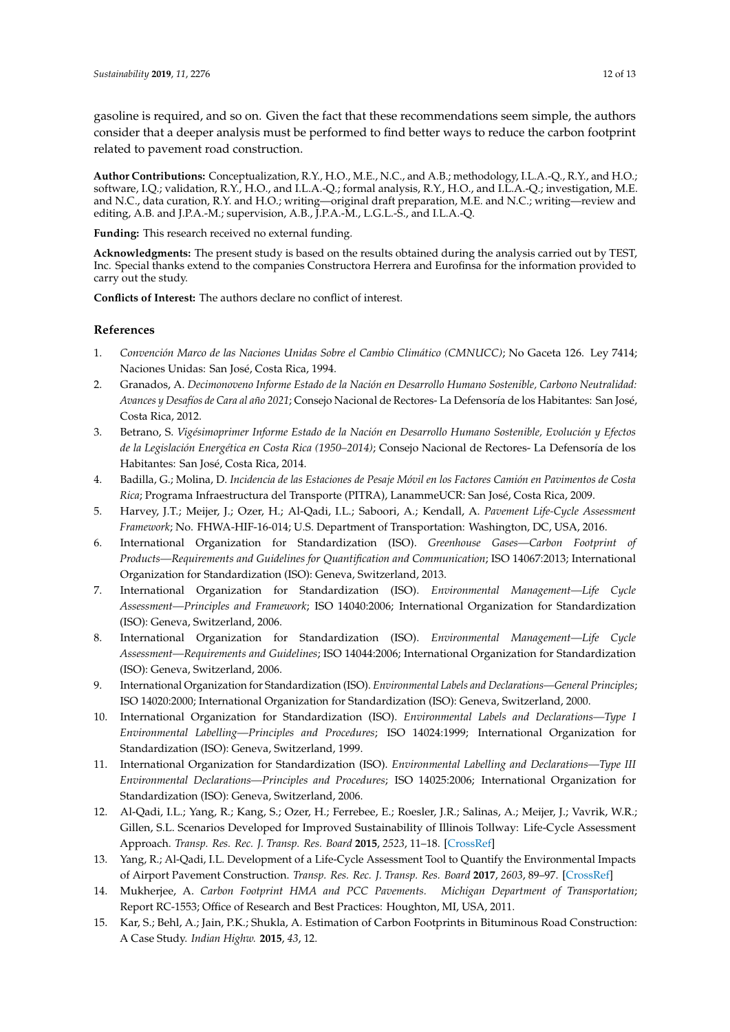gasoline is required, and so on. Given the fact that these recommendations seem simple, the authors consider that a deeper analysis must be performed to find better ways to reduce the carbon footprint related to pavement road construction.

**Author Contributions:** Conceptualization, R.Y., H.O., M.E., N.C., and A.B.; methodology, I.L.A.-Q., R.Y., and H.O.; software, I.Q.; validation, R.Y., H.O., and I.L.A.-Q.; formal analysis, R.Y., H.O., and I.L.A.-Q.; investigation, M.E. and N.C., data curation, R.Y. and H.O.; writing—original draft preparation, M.E. and N.C.; writing—review and editing, A.B. and J.P.A.-M.; supervision, A.B., J.P.A.-M., L.G.L.-S., and I.L.A.-Q.

**Funding:** This research received no external funding.

**Acknowledgments:** The present study is based on the results obtained during the analysis carried out by TEST, Inc. Special thanks extend to the companies Constructora Herrera and Eurofinsa for the information provided to carry out the study.

**Conflicts of Interest:** The authors declare no conflict of interest.

## References

1. *Convención Marco de las Naciones Unidas Sobre el Cambio Climático (CMNUCC)*; No Gaceta 126. Ley 7414; Naciones Unidas: San José, Costa Rica, 1994.
2. Granados, A. *Decimonoveno Informe Estado de la Nación en Desarrollo Humano Sostenible, Carbono Neutralidad: Avances y Desafíos de Cara al año 2021*; Consejo Nacional de Rectores- La Defensoría de los Habitantes: San José, Costa Rica, 2012.
3. Betrano, S. *Vigésimoprimer Informe Estado de la Nación en Desarrollo Humano Sostenible, Evolución y Efectos de la Legislación Energética en Costa Rica (1950–2014)*; Consejo Nacional de Rectores- La Defensoría de los Habitantes: San José, Costa Rica, 2014.
4. Badilla, G.; Molina, D. *Incidencia de las Estaciones de Pesaje Móvil en los Factores Camión en Pavimentos de Costa Rica*; Programa Infraestructura del Transporte (PITRA), LanammeUCR: San José, Costa Rica, 2009.
5. Harvey, J.T.; Meijer, J.; Ozer, H.; Al-Qadi, I.L.; Saboori, A.; Kendall, A. *Pavement Life-Cycle Assessment Framework*; No. FHWA-HIF-16-014; U.S. Department of Transportation: Washington, DC, USA, 2016.
6. International Organization for Standardization (ISO). *Greenhouse Gases—Carbon Footprint of Products—Requirements and Guidelines for Quantification and Communication*; ISO 14067:2013; International Organization for Standardization (ISO): Geneva, Switzerland, 2013.
7. International Organization for Standardization (ISO). *Environmental Management—Life Cycle Assessment—Principles and Framework*; ISO 14040:2006; International Organization for Standardization (ISO): Geneva, Switzerland, 2006.
8. International Organization for Standardization (ISO). *Environmental Management—Life Cycle Assessment—Requirements and Guidelines*; ISO 14044:2006; International Organization for Standardization (ISO): Geneva, Switzerland, 2006.
9. International Organization for Standardization (ISO). *Environmental Labels and Declarations—General Principles*; ISO 14020:2000; International Organization for Standardization (ISO): Geneva, Switzerland, 2000.
10. International Organization for Standardization (ISO). *Environmental Labels and Declarations—Type I Environmental Labelling—Principles and Procedures*; ISO 14024:1999; International Organization for Standardization (ISO): Geneva, Switzerland, 1999.
11. International Organization for Standardization (ISO). *Environmental Labelling and Declarations—Type III Environmental Declarations—Principles and Procedures*; ISO 14025:2006; International Organization for Standardization (ISO): Geneva, Switzerland, 2006.
12. Al-Qadi, I.L.; Yang, R.; Kang, S.; Ozer, H.; Ferrebee, E.; Roesler, J.R.; Salinas, A.; Meijer, J.; Vavrik, W.R.; Gillen, S.L. Scenarios Developed for Improved Sustainability of Illinois Tollway: Life-Cycle Assessment Approach. *Transp. Res. Rec. J. Transp. Res. Board* **2015**, *2523*, 11–18. [CrossRef]
13. Yang, R.; Al-Qadi, I.L. Development of a Life-Cycle Assessment Tool to Quantify the Environmental Impacts of Airport Pavement Construction. *Transp. Res. Rec. J. Transp. Res. Board* **2017**, *2603*, 89–97. [CrossRef]
14. Mukherjee, A. *Carbon Footprint HMA and PCC Pavements. Michigan Department of Transportation*; Report RC-1553; Office of Research and Best Practices: Houghton, MI, USA, 2011.
15. Kar, S.; Behl, A.; Jain, P.K.; Shukla, A. Estimation of Carbon Footprints in Bituminous Road Construction: A Case Study. *Indian Highw.* **2015**, *43*, 12.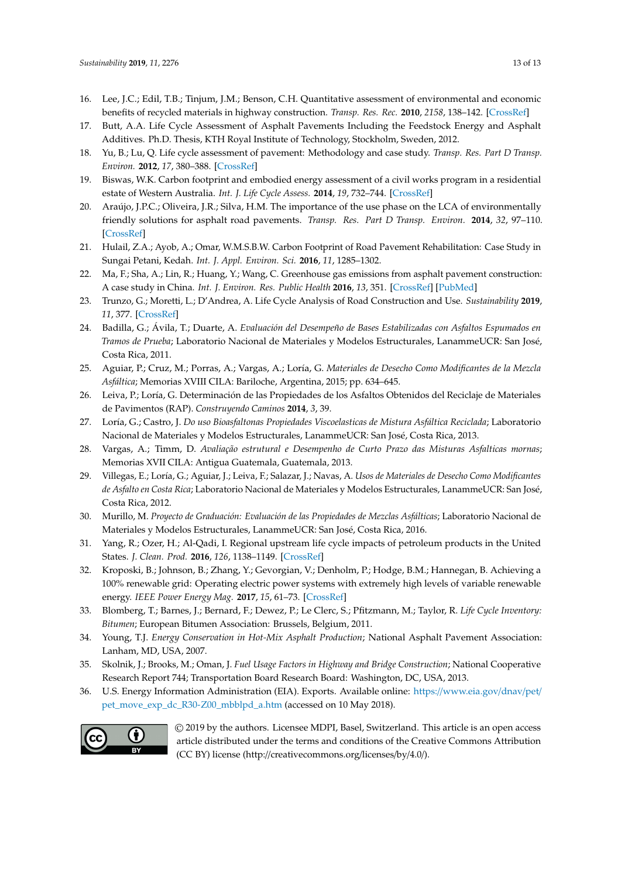16. Lee, J.C.; Edil, T.B.; Tinjum, J.M.; Benson, C.H. Quantitative assessment of environmental and economic benefits of recycled materials in highway construction. *Transp. Res. Rec.* **2010**, *2158*, 138–142. [CrossRef]
17. Butt, A.A. Life Cycle Assessment of Asphalt Pavements Including the Feedstock Energy and Asphalt Additives. Ph.D. Thesis, KTH Royal Institute of Technology, Stockholm, Sweden, 2012.
18. Yu, B.; Lu, Q. Life cycle assessment of pavement: Methodology and case study. *Transp. Res. Part D Transp. Environ.* **2012**, *17*, 380–388. [CrossRef]
19. Biswas, W.K. Carbon footprint and embodied energy assessment of a civil works program in a residential estate of Western Australia. *Int. J. Life Cycle Assess.* **2014**, *19*, 732–744. [CrossRef]
20. Araújo, J.P.C.; Oliveira, J.R.; Silva, H.M. The importance of the use phase on the LCA of environmentally friendly solutions for asphalt road pavements. *Transp. Res. Part D Transp. Environ.* **2014**, *32*, 97–110. [CrossRef]
21. Hulail, Z.A.; Ayob, A.; Omar, W.M.S.B.W. Carbon Footprint of Road Pavement Rehabilitation: Case Study in Sungai Petani, Kedah. *Int. J. Appl. Environ. Sci.* **2016**, *11*, 1285–1302.
22. Ma, F.; Sha, A.; Lin, R.; Huang, Y.; Wang, C. Greenhouse gas emissions from asphalt pavement construction: A case study in China. *Int. J. Environ. Res. Public Health* **2016**, *13*, 351. [CrossRef] [PubMed]
23. Trunzo, G.; Moretti, L.; D'Andrea, A. Life Cycle Analysis of Road Construction and Use. *Sustainability* **2019**, *11*, 377. [CrossRef]
24. Badilla, G.; Ávila, T.; Duarte, A. *Evaluación del Desempeño de Bases Estabilizadas con Asfaltos Espumados en Tramos de Prueba*; Laboratorio Nacional de Materiales y Modelos Estructurales, LanammeUCR: San José, Costa Rica, 2011.
25. Aguiar, P.; Cruz, M.; Porras, A.; Vargas, A.; Loría, G. *Materiales de Desecho Como Modificantes de la Mezcla Asfáltica*; Memorias XVIII CILA: Bariloche, Argentina, 2015; pp. 634–645.
26. Leiva, P.; Loría, G. Determinación de las Propiedades de los Asfaltos Obtenidos del Reciclaje de Materiales de Pavimentos (RAP). *Construyendo Caminos* **2014**, *3*, 39.
27. Loría, G.; Castro, J. *Do uso Bioasfaltonas Propiedades Viscoelasticas de Mistura Asfáltica Reciclada*; Laboratorio Nacional de Materiales y Modelos Estructurales, LanammeUCR: San José, Costa Rica, 2013.
28. Vargas, A.; Timm, D. *Avaliação estrutural e Desempenho de Curto Prazo das Misturas Asfalticas mornas*; Memorias XVII CILA: Antigua Guatemala, Guatemala, 2013.
29. Villegas, E.; Loría, G.; Aguiar, J.; Leiva, F.; Salazar, J.; Navas, A. *Usos de Materiales de Desecho Como Modificantes de Asfalto en Costa Rica*; Laboratorio Nacional de Materiales y Modelos Estructurales, LanammeUCR: San José, Costa Rica, 2012.
30. Murillo, M. *Proyecto de Graduación: Evaluación de las Propiedades de Mezclas Asfálticas*; Laboratorio Nacional de Materiales y Modelos Estructurales, LanammeUCR: San José, Costa Rica, 2016.
31. Yang, R.; Ozer, H.; Al-Qadi, I. Regional upstream life cycle impacts of petroleum products in the United States. *J. Clean. Prod.* **2016**, *126*, 1138–1149. [CrossRef]
32. Kroposki, B.; Johnson, B.; Zhang, Y.; Gevorgian, V.; Denholm, P.; Hodge, B.M.; Hannegan, B. Achieving a 100% renewable grid: Operating electric power systems with extremely high levels of variable renewable energy. *IEEE Power Energy Mag.* **2017**, *15*, 61–73. [CrossRef]
33. Blomberg, T.; Barnes, J.; Bernard, F.; Dewez, P.; Le Clerc, S.; Pfitzmann, M.; Taylor, R. *Life Cycle Inventory: Bitumen*; European Bitumen Association: Brussels, Belgium, 2011.
34. Young, T.J. *Energy Conservation in Hot-Mix Asphalt Production*; National Asphalt Pavement Association: Lanham, MD, USA, 2007.
35. Skolnik, J.; Brooks, M.; Oman, J. *Fuel Usage Factors in Highway and Bridge Construction*; National Cooperative Research Report 744; Transportation Board Research Board: Washington, DC, USA, 2013.
36. U.S. Energy Information Administration (EIA). Exports. Available online: https://www.eia.gov/dnav/pet/pet_move_exp_dc_R30-Z00_mbblpd_a.htm (accessed on 10 May 2018).

© 2019 by the authors. Licensee MDPI, Basel, Switzerland. This article is an open access article distributed under the terms and conditions of the Creative Commons Attribution (CC BY) license (http://creativecommons.org/licenses/by/4.0/).